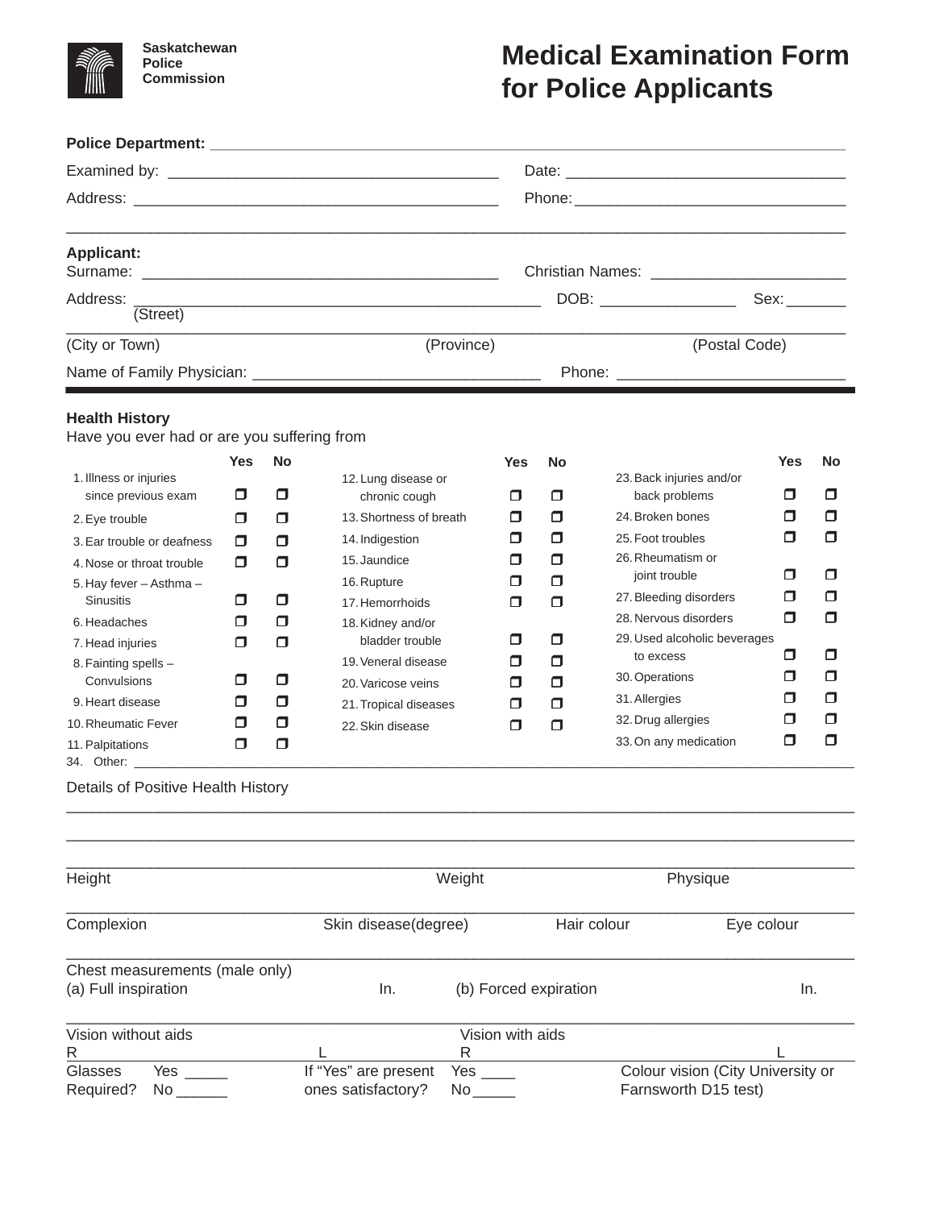Saskatchewan Police Commission

# Medical Examination Form for Police Applicants

**Police Department:** ______________________________________________________________________________

Examined by: ______________________________________ Date: ________________________________

Address: ___________________________________________ Phone: _______________________________

______________________________________________________________________________________________

**Applicant:**

Surname: _________________________________________ Christian Names: ______________________

Address: _______________________________________________ DOB: _______________ Sex: _______
(Street)

______________________________________________________________________________________________
(City or Town) (Province) (Postal Code)

Name of Family Physician: _________________________________ Phone: _________________________

**Health History**

Have you ever had or are you suffering from

| | Yes | No |
|---|---|---|
| 1. Illness or injuries since previous exam | ❐ | ❐ |
| 2. Eye trouble | ❐ | ❐ |
| 3. Ear trouble or deafness | ❐ | ❐ |
| 4. Nose or throat trouble | ❐ | ❐ |
| 5. Hay fever – Asthma – Sinusitis | ❐ | ❐ |
| 6. Headaches | ❐ | ❐ |
| 7. Head injuries | ❐ | ❐ |
| 8. Fainting spells – Convulsions | ❐ | ❐ |
| 9. Heart disease | ❐ | ❐ |
| 10. Rheumatic Fever | ❐ | ❐ |
| 11. Palpitations | ❐ | ❐ |
| 12. Lung disease or chronic cough | ❐ | ❐ |
| 13. Shortness of breath | ❐ | ❐ |
| 14. Indigestion | ❐ | ❐ |
| 15. Jaundice | ❐ | ❐ |
| 16. Rupture | ❐ | ❐ |
| 17. Hemorrhoids | ❐ | ❐ |
| 18. Kidney and/or bladder trouble | ❐ | ❐ |
| 19. Veneral disease | ❐ | ❐ |
| 20. Varicose veins | ❐ | ❐ |
| 21. Tropical diseases | ❐ | ❐ |
| 22. Skin disease | ❐ | ❐ |
| 23. Back injuries and/or back problems | ❐ | ❐ |
| 24. Broken bones | ❐ | ❐ |
| 25. Foot troubles | ❐ | ❐ |
| 26. Rheumatism or joint trouble | ❐ | ❐ |
| 27. Bleeding disorders | ❐ | ❐ |
| 28. Nervous disorders | ❐ | ❐ |
| 29. Used alcoholic beverages to excess | ❐ | ❐ |
| 30. Operations | ❐ | ❐ |
| 31. Allergies | ❐ | ❐ |
| 32. Drug allergies | ❐ | ❐ |
| 33. On any medication | ❐ | ❐ |

34. Other: ___________________________________________________________________________________

Details of Positive Health History

______________________________________________________________________________________________

______________________________________________________________________________________________

______________________________________________________________________________________________

Height Weight Physique

______________________________________________________________________________________________

Complexion Skin disease(degree) Hair colour Eye colour

______________________________________________________________________________________________

Chest measurements (male only)

(a) Full inspiration In. (b) Forced expiration In.

______________________________________________________________________________________________

Vision without aids
R L

Vision with aids
R L

Glasses Required? Yes _____ No ______

If "Yes" are present ones satisfactory? Yes ____ No _____

Colour vision (City University or Farnsworth D15 test)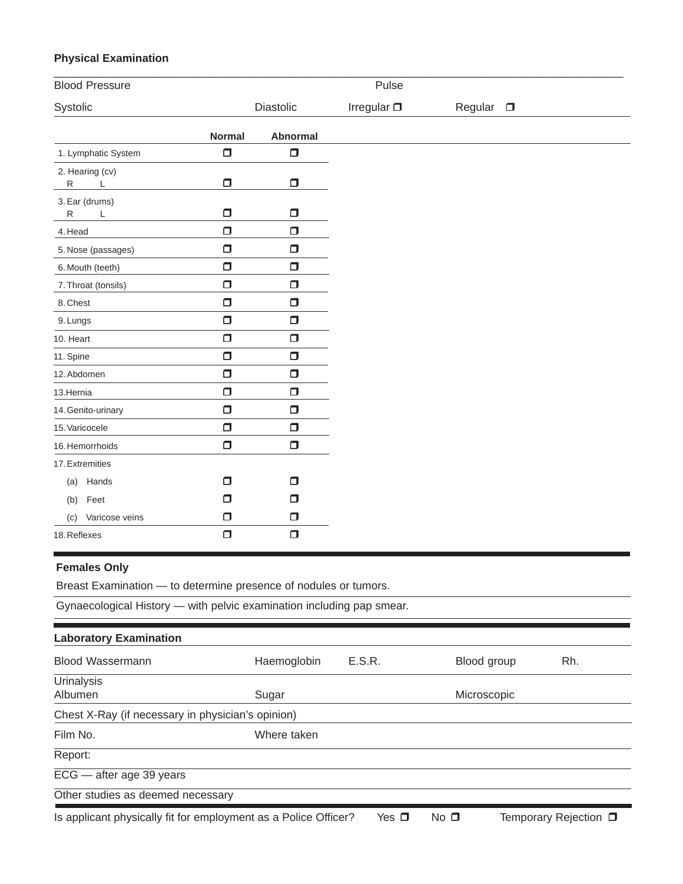## Physical Examination

| Blood Pressure | | Pulse | |
|---|---|---|---|
| Systolic | Diastolic | Irregular ☐ | Regular ☐ |

| | Normal | Abnormal |
|---|---|---|
| 1. Lymphatic System | ☐ | ☐ |
| 2. Hearing (cv) R L | ☐ | ☐ |
| 3. Ear (drums) R L | ☐ | ☐ |
| 4. Head | ☐ | ☐ |
| 5. Nose (passages) | ☐ | ☐ |
| 6. Mouth (teeth) | ☐ | ☐ |
| 7. Throat (tonsils) | ☐ | ☐ |
| 8. Chest | ☐ | ☐ |
| 9. Lungs | ☐ | ☐ |
| 10. Heart | ☐ | ☐ |
| 11. Spine | ☐ | ☐ |
| 12. Abdomen | ☐ | ☐ |
| 13. Hernia | ☐ | ☐ |
| 14. Genito-urinary | ☐ | ☐ |
| 15. Varicocele | ☐ | ☐ |
| 16. Hemorrhoids | ☐ | ☐ |
| 17. Extremities | | |
| (a) Hands | ☐ | ☐ |
| (b) Feet | ☐ | ☐ |
| (c) Varicose veins | ☐ | ☐ |
| 18. Reflexes | ☐ | ☐ |

### Females Only

Breast Examination — to determine presence of nodules or tumors.

Gynaecological History — with pelvic examination including pap smear.

### Laboratory Examination

| | | | | |
|---|---|---|---|---|
| Blood Wassermann | Haemoglobin | E.S.R. | Blood group | Rh. |
| Urinalysis Albumen | Sugar | | Microscopic | |

Chest X-Ray (if necessary in physician's opinion)

Film No. Where taken

Report:

ECG — after age 39 years

Other studies as deemed necessary

Is applicant physically fit for employment as a Police Officer? Yes ☐ No ☐ Temporary Rejection ☐